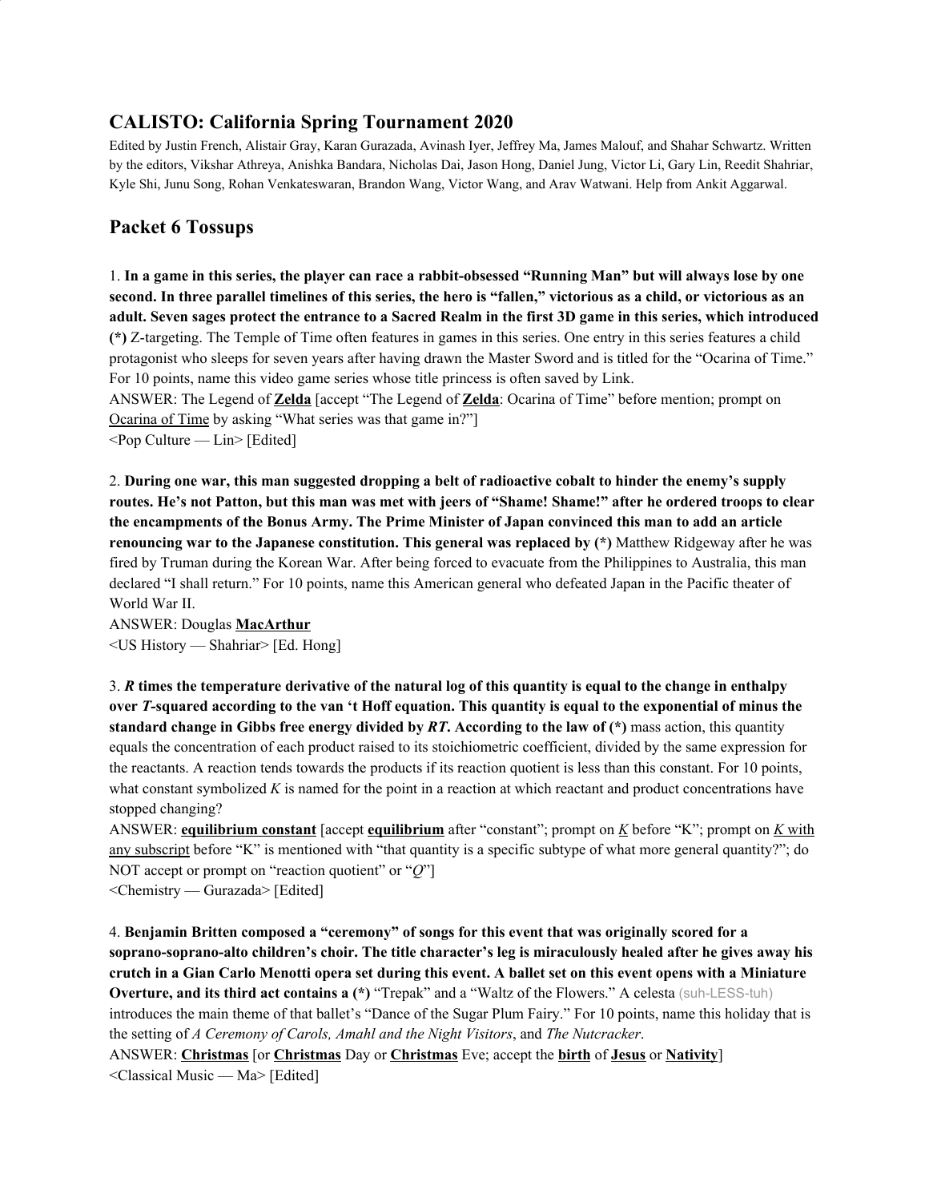## CALISTO: California Spring Tournament 2020

Edited by Justin French, Alistair Gray, Karan Gurazada, Avinash Iyer, Jeffrey Ma, James Malouf, and Shahar Schwartz. Written by the editors, Vikshar Athreya, Anishka Bandara, Nicholas Dai, Jason Hong, Daniel Jung, Victor Li, Gary Lin, Reedit Shahriar, Kyle Shi, Junu Song, Rohan Venkateswaran, Brandon Wang, Victor Wang, and Arav Watwani. Help from Ankit Aggarwal.

## Packet 6 Tossups

1. **In a game in this series, the player can race a rabbit-obsessed "Running Man" but will always lose by one second. In three parallel timelines of this series, the hero is "fallen," victorious as a child, or victorious as an adult. Seven sages protect the entrance to a Sacred Realm in the first 3D game in this series, which introduced (*)** Z-targeting. The Temple of Time often features in games in this series. One entry in this series features a child protagonist who sleeps for seven years after having drawn the Master Sword and is titled for the "Ocarina of Time." For 10 points, name this video game series whose title princess is often saved by Link.
ANSWER: The Legend of **<u>Zelda</u>** [accept "The Legend of **<u>Zelda</u>**: Ocarina of Time" before mention; prompt on <u>Ocarina of Time</u> by asking "What series was that game in?"]
<Pop Culture — Lin> [Edited]

2. **During one war, this man suggested dropping a belt of radioactive cobalt to hinder the enemy's supply routes. He's not Patton, but this man was met with jeers of "Shame! Shame!" after he ordered troops to clear the encampments of the Bonus Army. The Prime Minister of Japan convinced this man to add an article renouncing war to the Japanese constitution. This general was replaced by (*)** Matthew Ridgeway after he was fired by Truman during the Korean War. After being forced to evacuate from the Philippines to Australia, this man declared "I shall return." For 10 points, name this American general who defeated Japan in the Pacific theater of World War II.
ANSWER: Douglas **<u>MacArthur</u>**
<US History — Shahriar> [Ed. Hong]

3. ***R* times the temperature derivative of the natural log of this quantity is equal to the change in enthalpy over *T*-squared according to the van 't Hoff equation. This quantity is equal to the exponential of minus the standard change in Gibbs free energy divided by *RT*. According to the law of (*)** mass action, this quantity equals the concentration of each product raised to its stoichiometric coefficient, divided by the same expression for the reactants. A reaction tends towards the products if its reaction quotient is less than this constant. For 10 points, what constant symbolized *K* is named for the point in a reaction at which reactant and product concentrations have stopped changing?
ANSWER: **<u>equilibrium constant</u>** [accept **<u>equilibrium</u>** after "constant"; prompt on <u>*K*</u> before "K"; prompt on <u>*K* with any subscript</u> before "K" is mentioned with "that quantity is a specific subtype of what more general quantity?"; do NOT accept or prompt on "reaction quotient" or "*Q*"]
<Chemistry — Gurazada> [Edited]

4. **Benjamin Britten composed a "ceremony" of songs for this event that was originally scored for a soprano-soprano-alto children's choir. The title character's leg is miraculously healed after he gives away his crutch in a Gian Carlo Menotti opera set during this event. A ballet set on this event opens with a Miniature Overture, and its third act contains a (*)** "Trepak" and a "Waltz of the Flowers." A celesta (suh-LESS-tuh) introduces the main theme of that ballet's "Dance of the Sugar Plum Fairy." For 10 points, name this holiday that is the setting of *A Ceremony of Carols*, *Amahl and the Night Visitors*, and *The Nutcracker*.
ANSWER: **<u>Christmas</u>** [or **<u>Christmas</u>** Day or **<u>Christmas</u>** Eve; accept the **<u>birth</u>** of **<u>Jesus</u>** or **<u>Nativity</u>**]
<Classical Music — Ma> [Edited]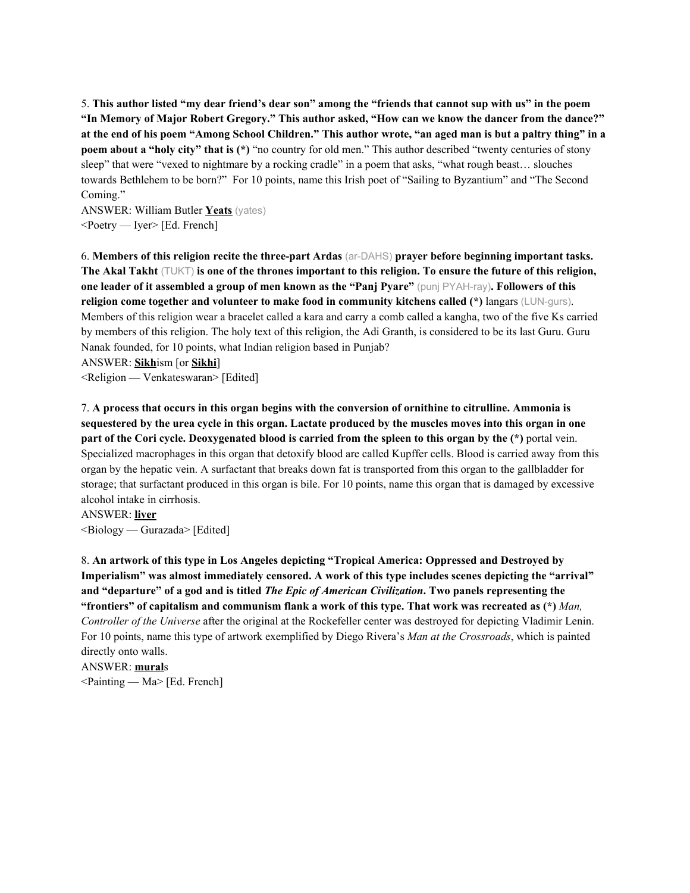5. **This author listed "my dear friend's dear son" among the "friends that cannot sup with us" in the poem "In Memory of Major Robert Gregory." This author asked, "How can we know the dancer from the dance?" at the end of his poem "Among School Children." This author wrote, "an aged man is but a paltry thing" in a poem about a "holy city" that is (*)** "no country for old men." This author described "twenty centuries of stony sleep" that were "vexed to nightmare by a rocking cradle" in a poem that asks, "what rough beast… slouches towards Bethlehem to be born?" For 10 points, name this Irish poet of "Sailing to Byzantium" and "The Second Coming."

ANSWER: William Butler **Yeats** (yates)

<Poetry — Iyer> [Ed. French]

6. **Members of this religion recite the three-part Ardas** (ar-DAHS) **prayer before beginning important tasks. The Akal Takht** (TUKT) **is one of the thrones important to this religion. To ensure the future of this religion, one leader of it assembled a group of men known as the "Panj Pyare"** (punj PYAH-ray)**. Followers of this religion come together and volunteer to make food in community kitchens called (*)** langars (LUN-gurs). Members of this religion wear a bracelet called a kara and carry a comb called a kangha, two of the five Ks carried by members of this religion. The holy text of this religion, the Adi Granth, is considered to be its last Guru. Guru Nanak founded, for 10 points, what Indian religion based in Punjab?

ANSWER: **Sikh**ism [or **Sikhi**]

<Religion — Venkateswaran> [Edited]

7. **A process that occurs in this organ begins with the conversion of ornithine to citrulline. Ammonia is sequestered by the urea cycle in this organ. Lactate produced by the muscles moves into this organ in one part of the Cori cycle. Deoxygenated blood is carried from the spleen to this organ by the (*)** portal vein. Specialized macrophages in this organ that detoxify blood are called Kupffer cells. Blood is carried away from this organ by the hepatic vein. A surfactant that breaks down fat is transported from this organ to the gallbladder for storage; that surfactant produced in this organ is bile. For 10 points, name this organ that is damaged by excessive alcohol intake in cirrhosis.

ANSWER: **liver**

<Biology — Gurazada> [Edited]

8. **An artwork of this type in Los Angeles depicting "Tropical America: Oppressed and Destroyed by Imperialism" was almost immediately censored. A work of this type includes scenes depicting the "arrival" and "departure" of a god and is titled *The Epic of American Civilization*. Two panels representing the "frontiers" of capitalism and communism flank a work of this type. That work was recreated as (*)** *Man, Controller of the Universe* after the original at the Rockefeller center was destroyed for depicting Vladimir Lenin. For 10 points, name this type of artwork exemplified by Diego Rivera's *Man at the Crossroads*, which is painted directly onto walls.

ANSWER: **mural**s

<Painting — Ma> [Ed. French]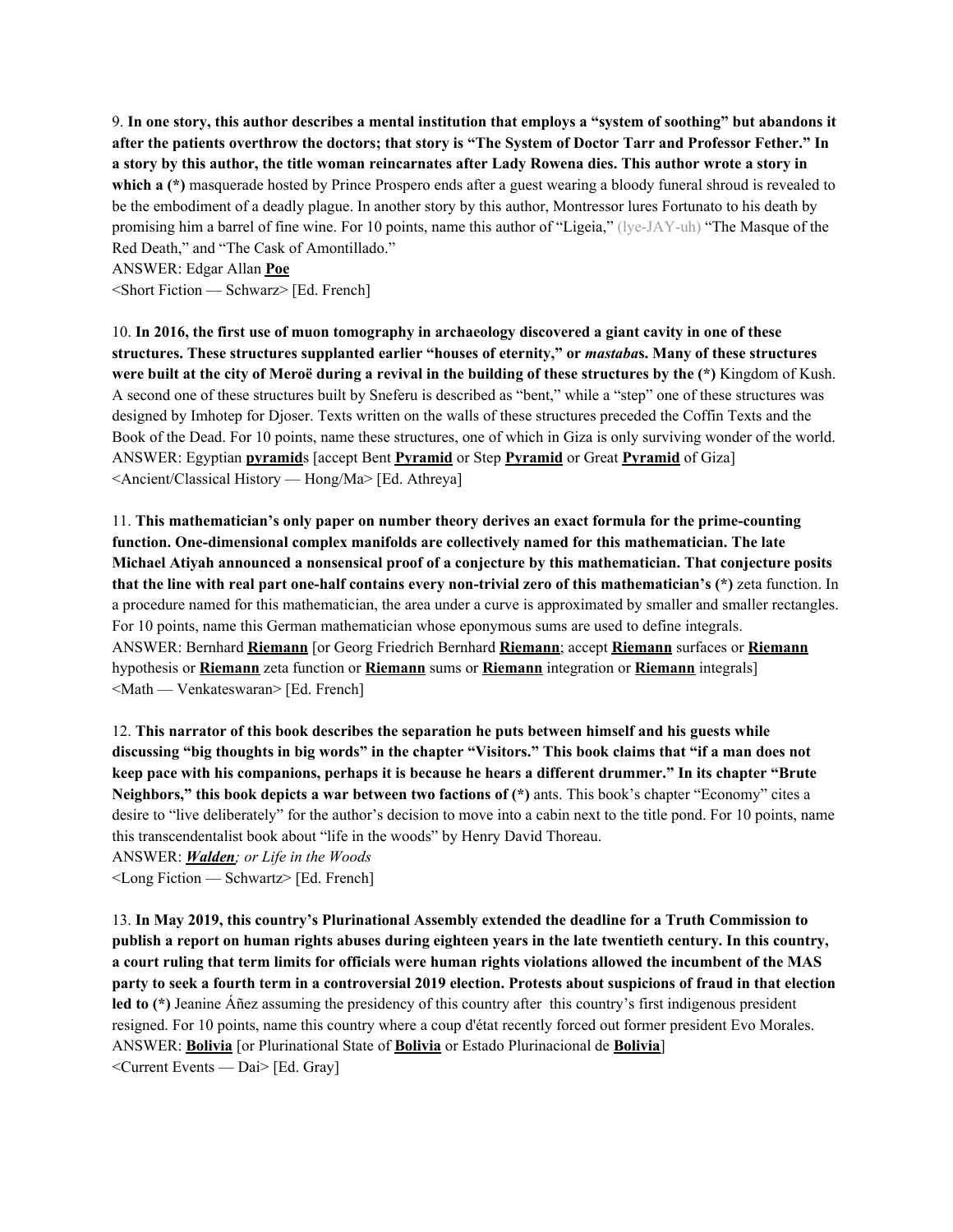9. **In one story, this author describes a mental institution that employs a "system of soothing" but abandons it after the patients overthrow the doctors; that story is "The System of Doctor Tarr and Professor Fether." In a story by this author, the title woman reincarnates after Lady Rowena dies. This author wrote a story in which a (*)** masquerade hosted by Prince Prospero ends after a guest wearing a bloody funeral shroud is revealed to be the embodiment of a deadly plague. In another story by this author, Montressor lures Fortunato to his death by promising him a barrel of fine wine. For 10 points, name this author of "Ligeia," (lye-JAY-uh) "The Masque of the Red Death," and "The Cask of Amontillado."

ANSWER: Edgar Allan **Poe**

<Short Fiction — Schwarz> [Ed. French]

10. **In 2016, the first use of muon tomography in archaeology discovered a giant cavity in one of these structures. These structures supplanted earlier "houses of eternity," or *mastaba*s. Many of these structures were built at the city of Meroë during a revival in the building of these structures by the (*)** Kingdom of Kush. A second one of these structures built by Sneferu is described as "bent," while a "step" one of these structures was designed by Imhotep for Djoser. Texts written on the walls of these structures preceded the Coffin Texts and the Book of the Dead. For 10 points, name these structures, one of which in Giza is only surviving wonder of the world.

ANSWER: Egyptian **pyramid**s [accept Bent **Pyramid** or Step **Pyramid** or Great **Pyramid** of Giza]

<Ancient/Classical History — Hong/Ma> [Ed. Athreya]

11. **This mathematician's only paper on number theory derives an exact formula for the prime-counting function. One-dimensional complex manifolds are collectively named for this mathematician. The late Michael Atiyah announced a nonsensical proof of a conjecture by this mathematician. That conjecture posits that the line with real part one-half contains every non-trivial zero of this mathematician's (*)** zeta function. In a procedure named for this mathematician, the area under a curve is approximated by smaller and smaller rectangles. For 10 points, name this German mathematician whose eponymous sums are used to define integrals.

ANSWER: Bernhard **Riemann** [or Georg Friedrich Bernhard **Riemann**; accept **Riemann** surfaces or **Riemann** hypothesis or **Riemann** zeta function or **Riemann** sums or **Riemann** integration or **Riemann** integrals]

<Math — Venkateswaran> [Ed. French]

12. **This narrator of this book describes the separation he puts between himself and his guests while discussing "big thoughts in big words" in the chapter "Visitors." This book claims that "if a man does not keep pace with his companions, perhaps it is because he hears a different drummer." In its chapter "Brute Neighbors," this book depicts a war between two factions of (*)** ants. This book's chapter "Economy" cites a desire to "live deliberately" for the author's decision to move into a cabin next to the title pond. For 10 points, name this transcendentalist book about "life in the woods" by Henry David Thoreau.

ANSWER: ***Walden****; or Life in the Woods*

<Long Fiction — Schwartz> [Ed. French]

13. **In May 2019, this country's Plurinational Assembly extended the deadline for a Truth Commission to publish a report on human rights abuses during eighteen years in the late twentieth century. In this country, a court ruling that term limits for officials were human rights violations allowed the incumbent of the MAS party to seek a fourth term in a controversial 2019 election. Protests about suspicions of fraud in that election led to (*)** Jeanine Áñez assuming the presidency of this country after this country's first indigenous president resigned. For 10 points, name this country where a coup d'état recently forced out former president Evo Morales.

ANSWER: **Bolivia** [or Plurinational State of **Bolivia** or Estado Plurinacional de **Bolivia**]

<Current Events — Dai> [Ed. Gray]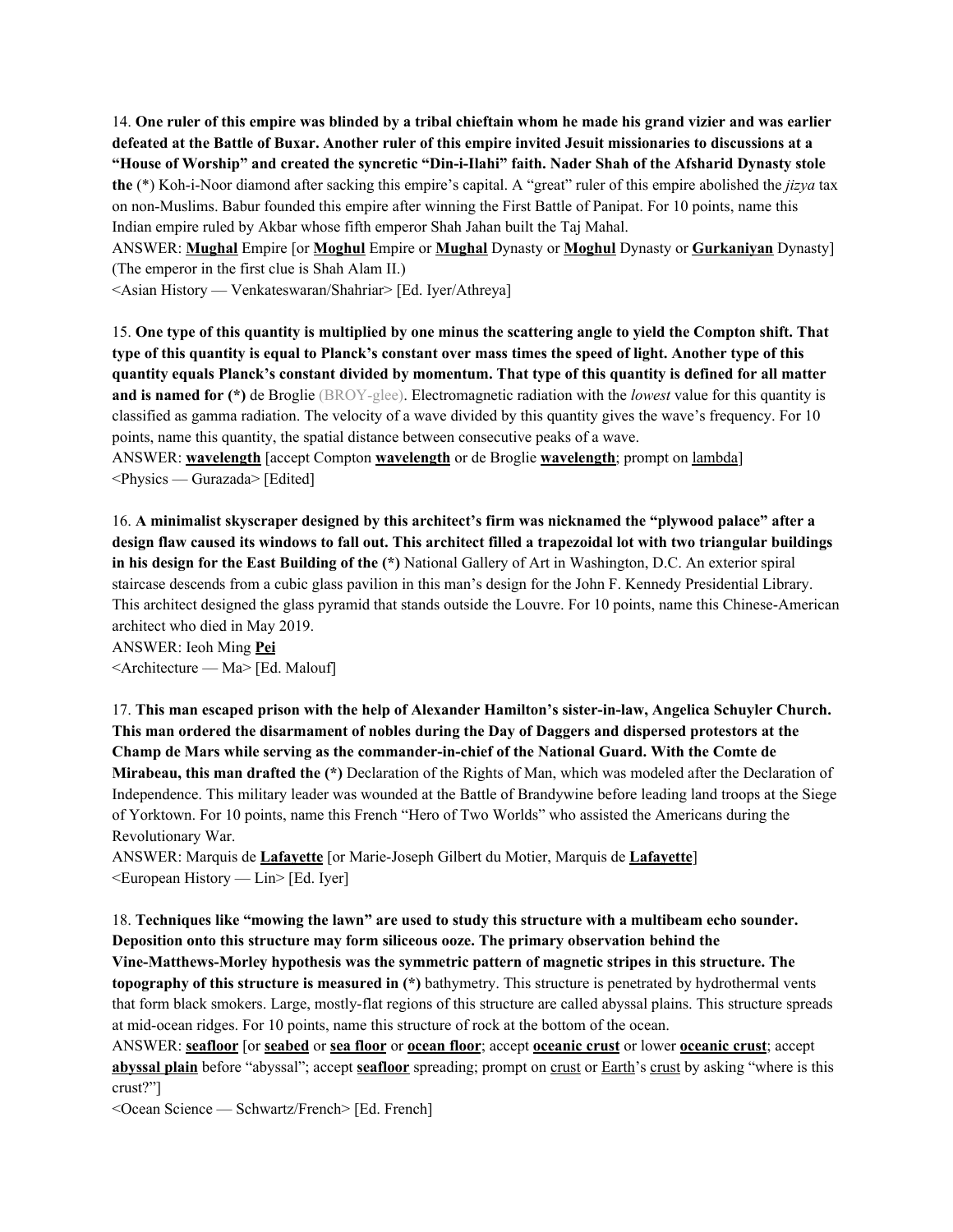14. **One ruler of this empire was blinded by a tribal chieftain whom he made his grand vizier and was earlier defeated at the Battle of Buxar. Another ruler of this empire invited Jesuit missionaries to discussions at a "House of Worship" and created the syncretic "Din-i-Ilahi" faith. Nader Shah of the Afsharid Dynasty stole the** (*) Koh-i-Noor diamond after sacking this empire's capital. A "great" ruler of this empire abolished the *jizya* tax on non-Muslims. Babur founded this empire after winning the First Battle of Panipat. For 10 points, name this Indian empire ruled by Akbar whose fifth emperor Shah Jahan built the Taj Mahal.

ANSWER: **Mughal** Empire [or **Moghul** Empire or **Mughal** Dynasty or **Moghul** Dynasty or **Gurkaniyan** Dynasty] (The emperor in the first clue is Shah Alam II.)

<Asian History — Venkateswaran/Shahriar> [Ed. Iyer/Athreya]

15. **One type of this quantity is multiplied by one minus the scattering angle to yield the Compton shift. That type of this quantity is equal to Planck's constant over mass times the speed of light. Another type of this quantity equals Planck's constant divided by momentum. That type of this quantity is defined for all matter and is named for (*)** de Broglie (BROY-glee). Electromagnetic radiation with the *lowest* value for this quantity is classified as gamma radiation. The velocity of a wave divided by this quantity gives the wave's frequency. For 10 points, name this quantity, the spatial distance between consecutive peaks of a wave.

ANSWER: **wavelength** [accept Compton **wavelength** or de Broglie **wavelength**; prompt on lambda]

<Physics — Gurazada> [Edited]

16. **A minimalist skyscraper designed by this architect's firm was nicknamed the "plywood palace" after a design flaw caused its windows to fall out. This architect filled a trapezoidal lot with two triangular buildings in his design for the East Building of the (*)** National Gallery of Art in Washington, D.C. An exterior spiral staircase descends from a cubic glass pavilion in this man's design for the John F. Kennedy Presidential Library. This architect designed the glass pyramid that stands outside the Louvre. For 10 points, name this Chinese-American architect who died in May 2019.

ANSWER: Ieoh Ming **Pei**

<Architecture — Ma> [Ed. Malouf]

17. **This man escaped prison with the help of Alexander Hamilton's sister-in-law, Angelica Schuyler Church. This man ordered the disarmament of nobles during the Day of Daggers and dispersed protestors at the Champ de Mars while serving as the commander-in-chief of the National Guard. With the Comte de Mirabeau, this man drafted the (*)** Declaration of the Rights of Man, which was modeled after the Declaration of Independence. This military leader was wounded at the Battle of Brandywine before leading land troops at the Siege of Yorktown. For 10 points, name this French "Hero of Two Worlds" who assisted the Americans during the Revolutionary War.

ANSWER: Marquis de **Lafayette** [or Marie-Joseph Gilbert du Motier, Marquis de **Lafayette**]

<European History — Lin> [Ed. Iyer]

18. **Techniques like "mowing the lawn" are used to study this structure with a multibeam echo sounder. Deposition onto this structure may form siliceous ooze. The primary observation behind the Vine-Matthews-Morley hypothesis was the symmetric pattern of magnetic stripes in this structure. The topography of this structure is measured in (*)** bathymetry. This structure is penetrated by hydrothermal vents that form black smokers. Large, mostly-flat regions of this structure are called abyssal plains. This structure spreads at mid-ocean ridges. For 10 points, name this structure of rock at the bottom of the ocean.

ANSWER: **seafloor** [or **seabed** or **sea floor** or **ocean floor**; accept **oceanic crust** or lower **oceanic crust**; accept **abyssal plain** before "abyssal"; accept **seafloor** spreading; prompt on crust or Earth's crust by asking "where is this crust?"]

<Ocean Science — Schwartz/French> [Ed. French]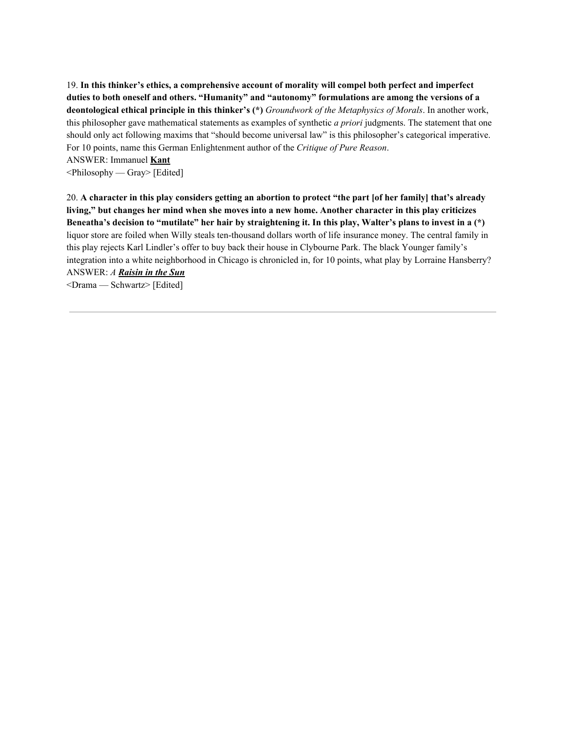19. **In this thinker's ethics, a comprehensive account of morality will compel both perfect and imperfect duties to both oneself and others. "Humanity" and "autonomy" formulations are among the versions of a deontological ethical principle in this thinker's (*)** *Groundwork of the Metaphysics of Morals*. In another work, this philosopher gave mathematical statements as examples of synthetic *a priori* judgments. The statement that one should only act following maxims that "should become universal law" is this philosopher's categorical imperative. For 10 points, name this German Enlightenment author of the *Critique of Pure Reason*.
ANSWER: Immanuel **Kant**
<Philosophy — Gray> [Edited]

20. **A character in this play considers getting an abortion to protect "the part [of her family] that's already living," but changes her mind when she moves into a new home. Another character in this play criticizes Beneatha's decision to "mutilate" her hair by straightening it. In this play, Walter's plans to invest in a (*)** liquor store are foiled when Willy steals ten-thousand dollars worth of life insurance money. The central family in this play rejects Karl Lindler's offer to buy back their house in Clybourne Park. The black Younger family's integration into a white neighborhood in Chicago is chronicled in, for 10 points, what play by Lorraine Hansberry?
ANSWER: *A* ***Raisin in the Sun***
<Drama — Schwartz> [Edited]

---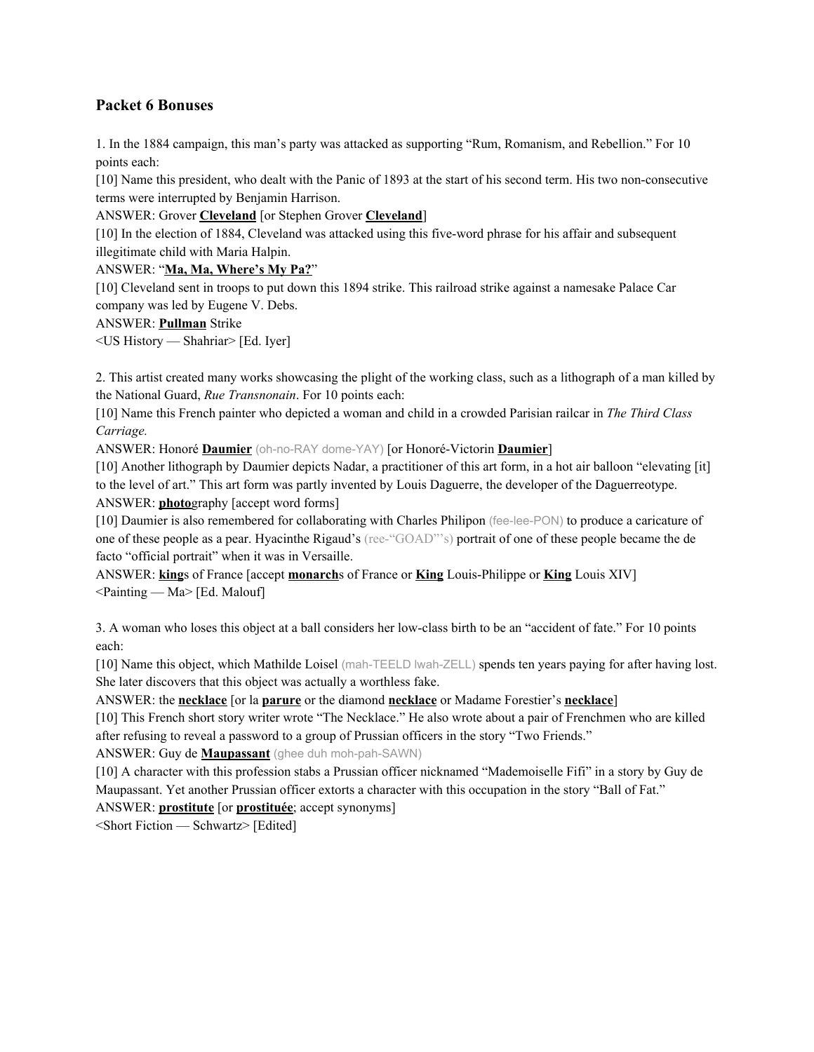## Packet 6 Bonuses

1. In the 1884 campaign, this man's party was attacked as supporting "Rum, Romanism, and Rebellion." For 10 points each:

[10] Name this president, who dealt with the Panic of 1893 at the start of his second term. His two non-consecutive terms were interrupted by Benjamin Harrison.

ANSWER: Grover **Cleveland** [or Stephen Grover **Cleveland**]

[10] In the election of 1884, Cleveland was attacked using this five-word phrase for his affair and subsequent illegitimate child with Maria Halpin.

ANSWER: "**Ma, Ma, Where's My Pa?**"

[10] Cleveland sent in troops to put down this 1894 strike. This railroad strike against a namesake Palace Car company was led by Eugene V. Debs.

ANSWER: **Pullman** Strike

<US History — Shahriar> [Ed. Iyer]

2. This artist created many works showcasing the plight of the working class, such as a lithograph of a man killed by the National Guard, *Rue Transnonain*. For 10 points each:

[10] Name this French painter who depicted a woman and child in a crowded Parisian railcar in *The Third Class Carriage.*

ANSWER: Honoré **Daumier** (oh-no-RAY dome-YAY) [or Honoré-Victorin **Daumier**]

[10] Another lithograph by Daumier depicts Nadar, a practitioner of this art form, in a hot air balloon "elevating [it] to the level of art." This art form was partly invented by Louis Daguerre, the developer of the Daguerreotype.

ANSWER: **photo**graphy [accept word forms]

[10] Daumier is also remembered for collaborating with Charles Philipon (fee-lee-PON) to produce a caricature of one of these people as a pear. Hyacinthe Rigaud's (ree-"GOAD"'s) portrait of one of these people became the de facto "official portrait" when it was in Versaille.

ANSWER: **king**s of France [accept **monarch**s of France or **King** Louis-Philippe or **King** Louis XIV]

<Painting — Ma> [Ed. Malouf]

3. A woman who loses this object at a ball considers her low-class birth to be an "accident of fate." For 10 points each:

[10] Name this object, which Mathilde Loisel (mah-TEELD lwah-ZELL) spends ten years paying for after having lost. She later discovers that this object was actually a worthless fake.

ANSWER: the **necklace** [or la **parure** or the diamond **necklace** or Madame Forestier's **necklace**]

[10] This French short story writer wrote "The Necklace." He also wrote about a pair of Frenchmen who are killed after refusing to reveal a password to a group of Prussian officers in the story "Two Friends."

ANSWER: Guy de **Maupassant** (ghee duh moh-pah-SAWN)

[10] A character with this profession stabs a Prussian officer nicknamed "Mademoiselle Fifi" in a story by Guy de Maupassant. Yet another Prussian officer extorts a character with this occupation in the story "Ball of Fat."

ANSWER: **prostitute** [or **prostituée**; accept synonyms]

<Short Fiction — Schwartz> [Edited]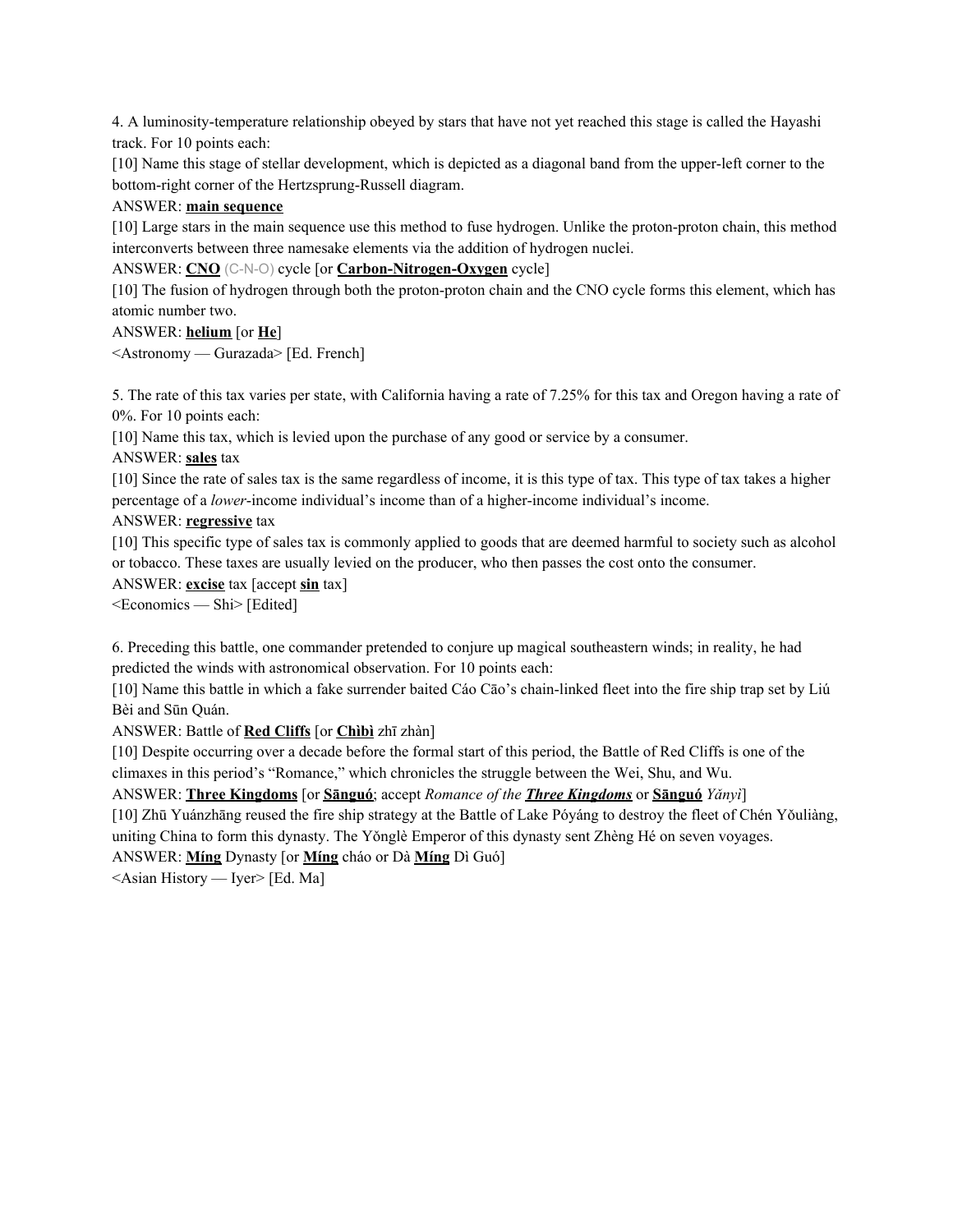4. A luminosity-temperature relationship obeyed by stars that have not yet reached this stage is called the Hayashi track. For 10 points each:

[10] Name this stage of stellar development, which is depicted as a diagonal band from the upper-left corner to the bottom-right corner of the Hertzsprung-Russell diagram.

ANSWER: **main sequence**

[10] Large stars in the main sequence use this method to fuse hydrogen. Unlike the proton-proton chain, this method interconverts between three namesake elements via the addition of hydrogen nuclei.

ANSWER: **CNO** (C-N-O) cycle [or **Carbon-Nitrogen-Oxygen** cycle]

[10] The fusion of hydrogen through both the proton-proton chain and the CNO cycle forms this element, which has atomic number two.

ANSWER: **helium** [or **He**]

<Astronomy — Gurazada> [Ed. French]

5. The rate of this tax varies per state, with California having a rate of 7.25% for this tax and Oregon having a rate of 0%. For 10 points each:

[10] Name this tax, which is levied upon the purchase of any good or service by a consumer.

ANSWER: **sales** tax

[10] Since the rate of sales tax is the same regardless of income, it is this type of tax. This type of tax takes a higher percentage of a *lower*-income individual's income than of a higher-income individual's income.

ANSWER: **regressive** tax

[10] This specific type of sales tax is commonly applied to goods that are deemed harmful to society such as alcohol or tobacco. These taxes are usually levied on the producer, who then passes the cost onto the consumer.

ANSWER: **excise** tax [accept **sin** tax]

<Economics — Shi> [Edited]

6. Preceding this battle, one commander pretended to conjure up magical southeastern winds; in reality, he had predicted the winds with astronomical observation. For 10 points each:

[10] Name this battle in which a fake surrender baited Cáo Cāo's chain-linked fleet into the fire ship trap set by Liú Bèi and Sūn Quán.

ANSWER: Battle of **Red Cliffs** [or **Chìbì** zhī zhàn]

[10] Despite occurring over a decade before the formal start of this period, the Battle of Red Cliffs is one of the climaxes in this period's "Romance," which chronicles the struggle between the Wei, Shu, and Wu.

ANSWER: **Three Kingdoms** [or **Sānguó**; accept *Romance of the **Three Kingdoms*** or **Sānguó** *Yǎnyì*]

[10] Zhū Yuánzhāng reused the fire ship strategy at the Battle of Lake Póyáng to destroy the fleet of Chén Yǒuliàng, uniting China to form this dynasty. The Yǒnglè Emperor of this dynasty sent Zhèng Hé on seven voyages.

ANSWER: **Míng** Dynasty [or **Míng** cháo or Dà **Míng** Dì Guó]

<Asian History — Iyer> [Ed. Ma]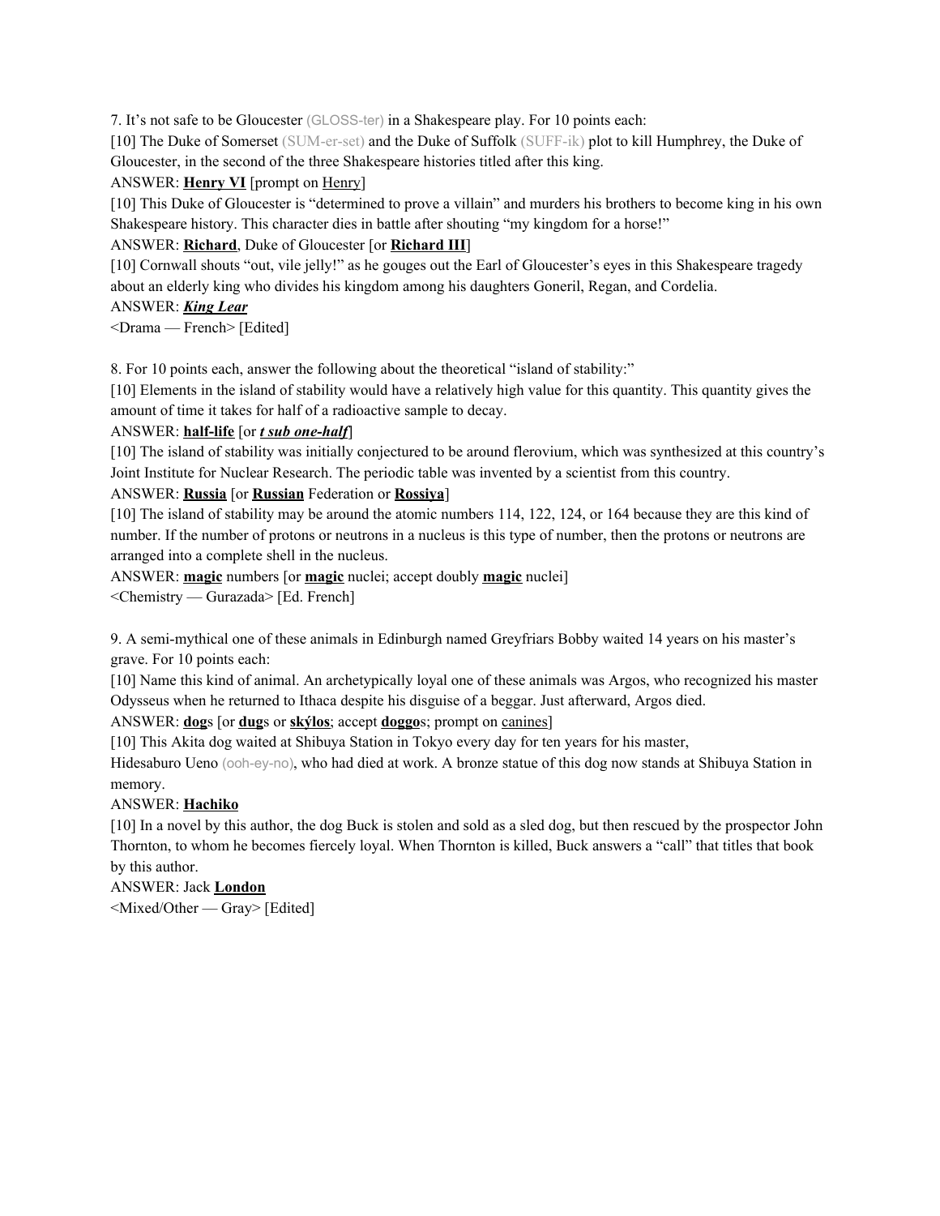7. It's not safe to be Gloucester (GLOSS-ter) in a Shakespeare play. For 10 points each:

[10] The Duke of Somerset (SUM-er-set) and the Duke of Suffolk (SUFF-ik) plot to kill Humphrey, the Duke of Gloucester, in the second of the three Shakespeare histories titled after this king.

ANSWER: **Henry VI** [prompt on Henry]

[10] This Duke of Gloucester is "determined to prove a villain" and murders his brothers to become king in his own Shakespeare history. This character dies in battle after shouting "my kingdom for a horse!"

ANSWER: **Richard**, Duke of Gloucester [or **Richard III**]

[10] Cornwall shouts "out, vile jelly!" as he gouges out the Earl of Gloucester's eyes in this Shakespeare tragedy about an elderly king who divides his kingdom among his daughters Goneril, Regan, and Cordelia.

ANSWER: ***King Lear***

<Drama — French> [Edited]

8. For 10 points each, answer the following about the theoretical "island of stability:"

[10] Elements in the island of stability would have a relatively high value for this quantity. This quantity gives the amount of time it takes for half of a radioactive sample to decay.

ANSWER: **half-life** [or ***t sub one-half***]

[10] The island of stability was initially conjectured to be around flerovium, which was synthesized at this country's Joint Institute for Nuclear Research. The periodic table was invented by a scientist from this country.

ANSWER: **Russia** [or **Russian** Federation or **Rossiya**]

[10] The island of stability may be around the atomic numbers 114, 122, 124, or 164 because they are this kind of number. If the number of protons or neutrons in a nucleus is this type of number, then the protons or neutrons are arranged into a complete shell in the nucleus.

ANSWER: **magic** numbers [or **magic** nuclei; accept doubly **magic** nuclei]

<Chemistry — Gurazada> [Ed. French]

9. A semi-mythical one of these animals in Edinburgh named Greyfriars Bobby waited 14 years on his master's grave. For 10 points each:

[10] Name this kind of animal. An archetypically loyal one of these animals was Argos, who recognized his master Odysseus when he returned to Ithaca despite his disguise of a beggar. Just afterward, Argos died.

ANSWER: **dog**s [or **dug**s or **skýlos**; accept **doggo**s; prompt on canines]

[10] This Akita dog waited at Shibuya Station in Tokyo every day for ten years for his master, Hidesaburo Ueno (ooh-ey-no), who had died at work. A bronze statue of this dog now stands at Shibuya Station in memory.

ANSWER: **Hachiko**

[10] In a novel by this author, the dog Buck is stolen and sold as a sled dog, but then rescued by the prospector John Thornton, to whom he becomes fiercely loyal. When Thornton is killed, Buck answers a "call" that titles that book by this author.

ANSWER: Jack **London**

<Mixed/Other — Gray> [Edited]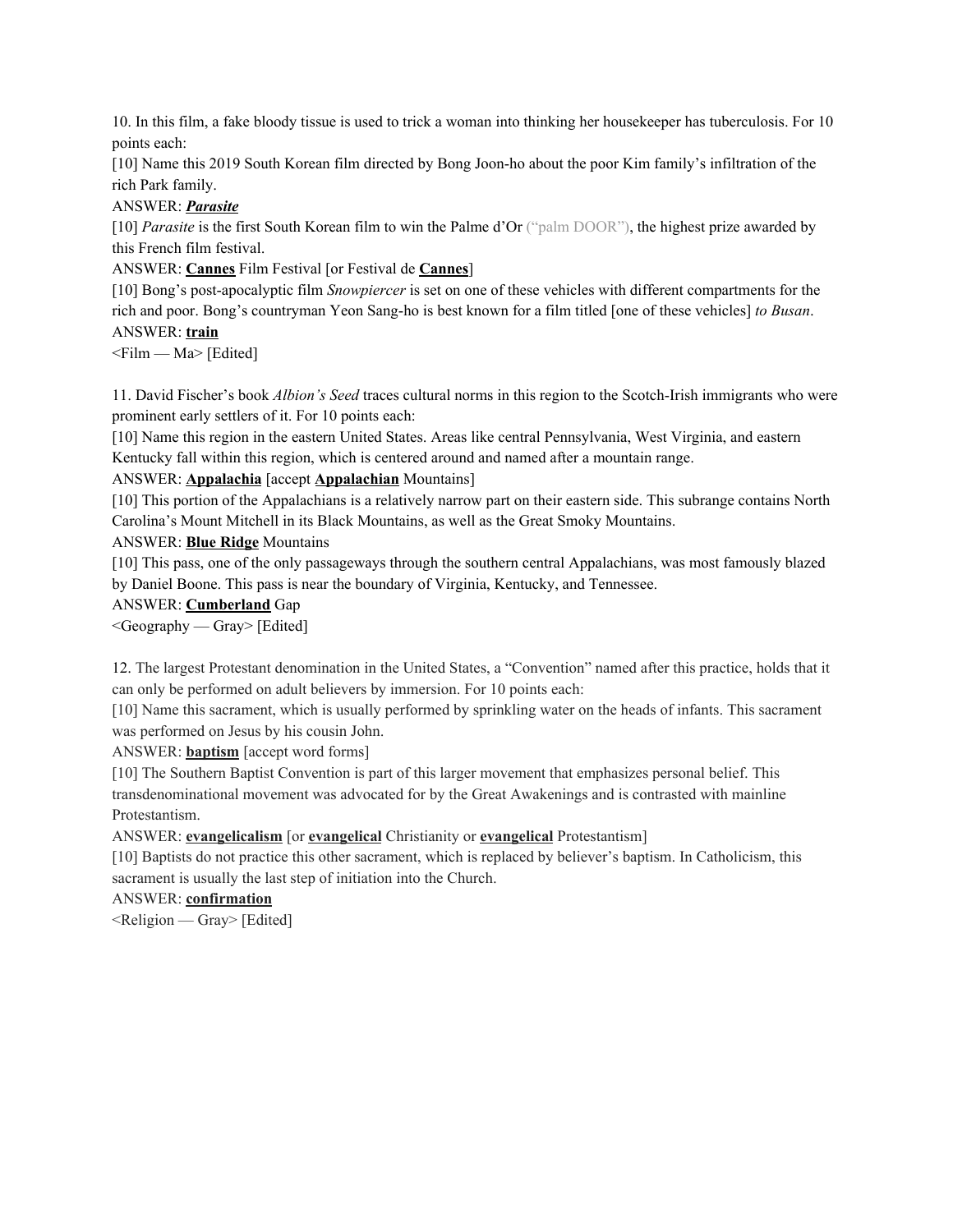10. In this film, a fake bloody tissue is used to trick a woman into thinking her housekeeper has tuberculosis. For 10 points each:

[10] Name this 2019 South Korean film directed by Bong Joon-ho about the poor Kim family's infiltration of the rich Park family.

ANSWER: ***<u>Parasite</u>***

[10] *Parasite* is the first South Korean film to win the Palme d'Or ("palm DOOR"), the highest prize awarded by this French film festival.

ANSWER: **<u>Cannes</u>** Film Festival [or Festival de **<u>Cannes</u>**]

[10] Bong's post-apocalyptic film *Snowpiercer* is set on one of these vehicles with different compartments for the rich and poor. Bong's countryman Yeon Sang-ho is best known for a film titled [one of these vehicles] *to Busan*.

ANSWER: **<u>train</u>**

<Film — Ma> [Edited]

11. David Fischer's book *Albion's Seed* traces cultural norms in this region to the Scotch-Irish immigrants who were prominent early settlers of it. For 10 points each:

[10] Name this region in the eastern United States. Areas like central Pennsylvania, West Virginia, and eastern Kentucky fall within this region, which is centered around and named after a mountain range.

ANSWER: **<u>Appalachia</u>** [accept **<u>Appalachian</u>** Mountains]

[10] This portion of the Appalachians is a relatively narrow part on their eastern side. This subrange contains North Carolina's Mount Mitchell in its Black Mountains, as well as the Great Smoky Mountains.

ANSWER: **<u>Blue Ridge</u>** Mountains

[10] This pass, one of the only passageways through the southern central Appalachians, was most famously blazed by Daniel Boone. This pass is near the boundary of Virginia, Kentucky, and Tennessee.

ANSWER: **<u>Cumberland</u>** Gap

<Geography — Gray> [Edited]

12. The largest Protestant denomination in the United States, a "Convention" named after this practice, holds that it can only be performed on adult believers by immersion. For 10 points each:

[10] Name this sacrament, which is usually performed by sprinkling water on the heads of infants. This sacrament was performed on Jesus by his cousin John.

ANSWER: **<u>baptism</u>** [accept word forms]

[10] The Southern Baptist Convention is part of this larger movement that emphasizes personal belief. This transdenominational movement was advocated for by the Great Awakenings and is contrasted with mainline Protestantism.

ANSWER: **<u>evangelicalism</u>** [or **<u>evangelical</u>** Christianity or **<u>evangelical</u>** Protestantism]

[10] Baptists do not practice this other sacrament, which is replaced by believer's baptism. In Catholicism, this sacrament is usually the last step of initiation into the Church.

ANSWER: **<u>confirmation</u>**

<Religion — Gray> [Edited]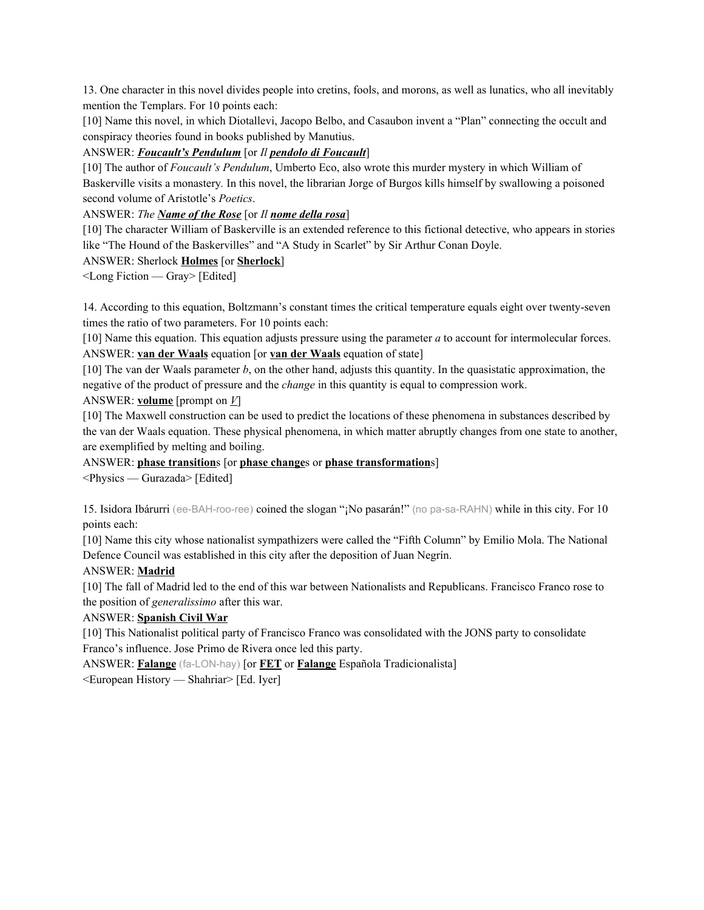13. One character in this novel divides people into cretins, fools, and morons, as well as lunatics, who all inevitably mention the Templars. For 10 points each:

[10] Name this novel, in which Diotallevi, Jacopo Belbo, and Casaubon invent a "Plan" connecting the occult and conspiracy theories found in books published by Manutius.

ANSWER: ***Foucault's Pendulum*** [or *Il **pendolo di Foucault***]

[10] The author of *Foucault's Pendulum*, Umberto Eco, also wrote this murder mystery in which William of Baskerville visits a monastery. In this novel, the librarian Jorge of Burgos kills himself by swallowing a poisoned second volume of Aristotle's *Poetics*.

ANSWER: *The **Name of the Rose*** [or *Il **nome della rosa***]

[10] The character William of Baskerville is an extended reference to this fictional detective, who appears in stories like "The Hound of the Baskervilles" and "A Study in Scarlet" by Sir Arthur Conan Doyle.

ANSWER: Sherlock **Holmes** [or **Sherlock**]

<Long Fiction — Gray> [Edited]

14. According to this equation, Boltzmann's constant times the critical temperature equals eight over twenty-seven times the ratio of two parameters. For 10 points each:

[10] Name this equation. This equation adjusts pressure using the parameter $a$ to account for intermolecular forces.

ANSWER: **van der Waals** equation [or **van der Waals** equation of state]

[10] The van der Waals parameter $b$, on the other hand, adjusts this quantity. In the quasistatic approximation, the negative of the product of pressure and the *change* in this quantity is equal to compression work.

ANSWER: **volume** [prompt on $V$]

[10] The Maxwell construction can be used to predict the locations of these phenomena in substances described by the van der Waals equation. These physical phenomena, in which matter abruptly changes from one state to another, are exemplified by melting and boiling.

ANSWER: **phase transition**s [or **phase change**s or **phase transformation**s]

<Physics — Gurazada> [Edited]

15. Isidora Ibárurri (ee-BAH-roo-ree) coined the slogan "¡No pasarán!" (no pa-sa-RAHN) while in this city. For 10 points each:

[10] Name this city whose nationalist sympathizers were called the "Fifth Column" by Emilio Mola. The National Defence Council was established in this city after the deposition of Juan Negrín.

ANSWER: **Madrid**

[10] The fall of Madrid led to the end of this war between Nationalists and Republicans. Francisco Franco rose to the position of *generalissimo* after this war.

ANSWER: **Spanish Civil War**

[10] This Nationalist political party of Francisco Franco was consolidated with the JONS party to consolidate Franco's influence. Jose Primo de Rivera once led this party.

ANSWER: **Falange** (fa-LON-hay) [or **FET** or **Falange** Española Tradicionalista]

<European History — Shahriar> [Ed. Iyer]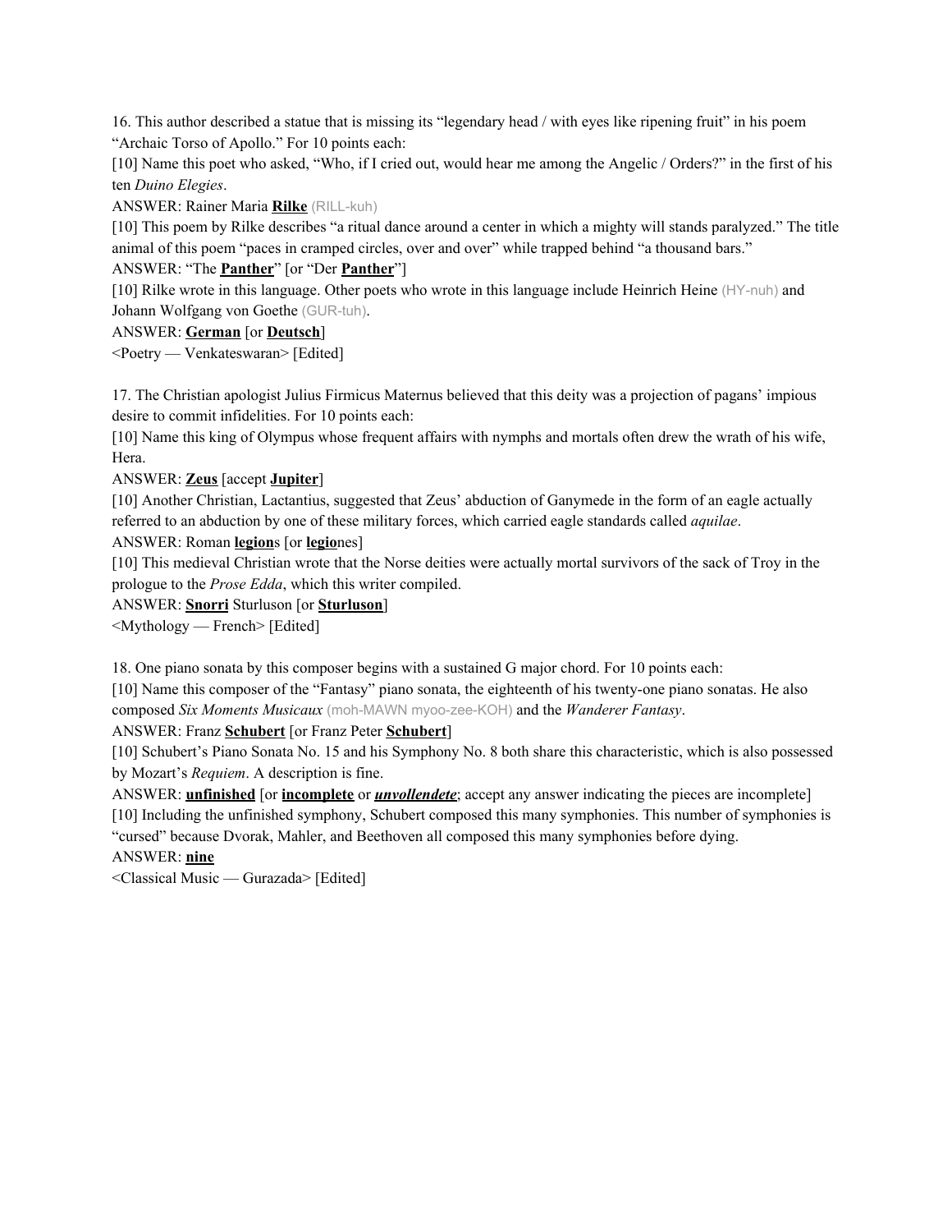16. This author described a statue that is missing its "legendary head / with eyes like ripening fruit" in his poem "Archaic Torso of Apollo." For 10 points each:

[10] Name this poet who asked, "Who, if I cried out, would hear me among the Angelic / Orders?" in the first of his ten *Duino Elegies*.

ANSWER: Rainer Maria **Rilke** (RILL-kuh)

[10] This poem by Rilke describes "a ritual dance around a center in which a mighty will stands paralyzed." The title animal of this poem "paces in cramped circles, over and over" while trapped behind "a thousand bars."

ANSWER: "The **Panther**" [or "Der **Panther**"]

[10] Rilke wrote in this language. Other poets who wrote in this language include Heinrich Heine (HY-nuh) and Johann Wolfgang von Goethe (GUR-tuh).

ANSWER: **German** [or **Deutsch**]

<Poetry — Venkateswaran> [Edited]

17. The Christian apologist Julius Firmicus Maternus believed that this deity was a projection of pagans' impious desire to commit infidelities. For 10 points each:

[10] Name this king of Olympus whose frequent affairs with nymphs and mortals often drew the wrath of his wife, Hera.

ANSWER: **Zeus** [accept **Jupiter**]

[10] Another Christian, Lactantius, suggested that Zeus' abduction of Ganymede in the form of an eagle actually referred to an abduction by one of these military forces, which carried eagle standards called *aquilae*.

ANSWER: Roman **legion**s [or **legio**nes]

[10] This medieval Christian wrote that the Norse deities were actually mortal survivors of the sack of Troy in the prologue to the *Prose Edda*, which this writer compiled.

ANSWER: **Snorri** Sturluson [or **Sturluson**]

<Mythology — French> [Edited]

18. One piano sonata by this composer begins with a sustained G major chord. For 10 points each:

[10] Name this composer of the "Fantasy" piano sonata, the eighteenth of his twenty-one piano sonatas. He also composed *Six Moments Musicaux* (moh-MAWN myoo-zee-KOH) and the *Wanderer Fantasy*.

ANSWER: Franz **Schubert** [or Franz Peter **Schubert**]

[10] Schubert's Piano Sonata No. 15 and his Symphony No. 8 both share this characteristic, which is also possessed by Mozart's *Requiem*. A description is fine.

ANSWER: **unfinished** [or **incomplete** or ***unvollendete***; accept any answer indicating the pieces are incomplete]

[10] Including the unfinished symphony, Schubert composed this many symphonies. This number of symphonies is "cursed" because Dvorak, Mahler, and Beethoven all composed this many symphonies before dying.

ANSWER: **nine**

<Classical Music — Gurazada> [Edited]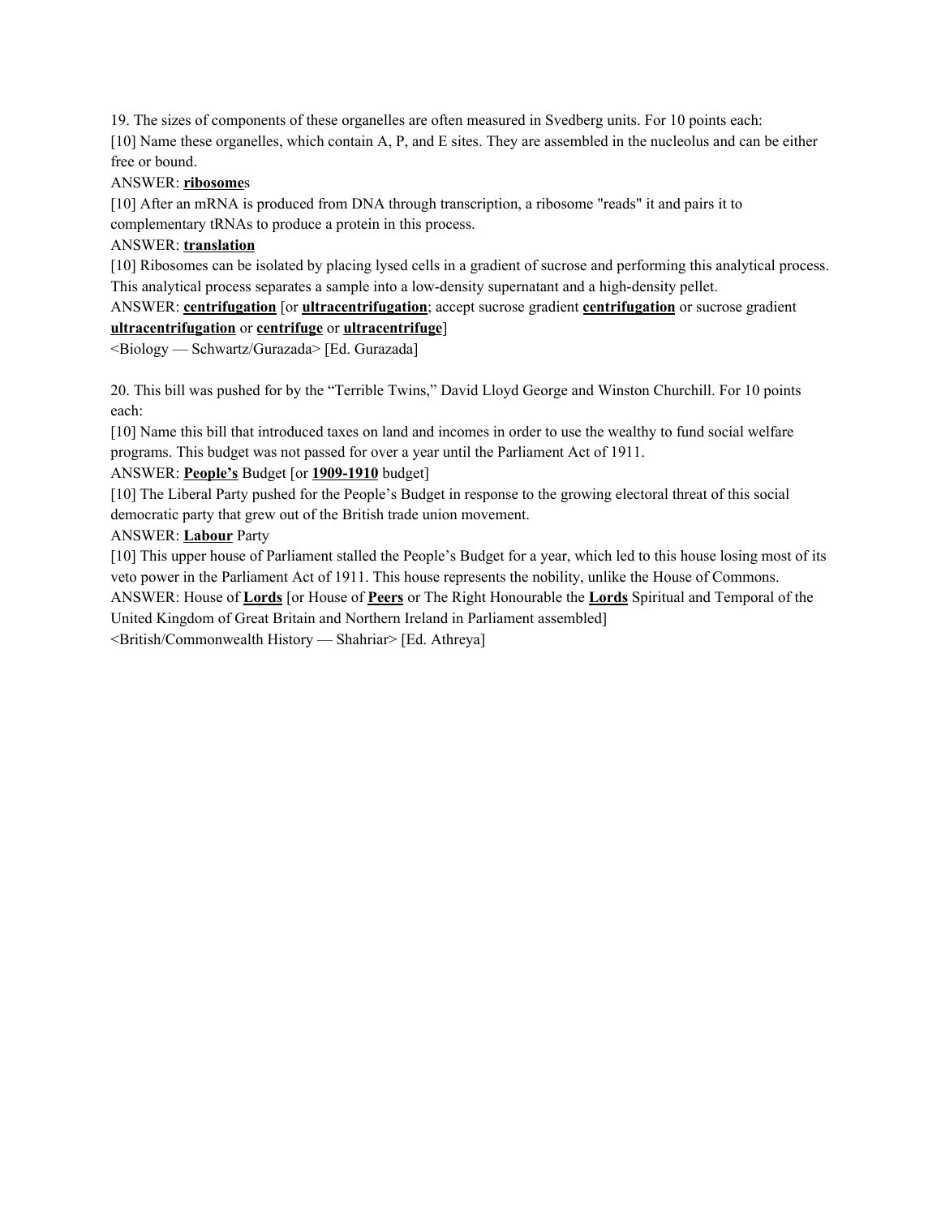19. The sizes of components of these organelles are often measured in Svedberg units. For 10 points each:

[10] Name these organelles, which contain A, P, and E sites. They are assembled in the nucleolus and can be either free or bound.

ANSWER: **ribosome**s

[10] After an mRNA is produced from DNA through transcription, a ribosome "reads" it and pairs it to complementary tRNAs to produce a protein in this process.

ANSWER: **translation**

[10] Ribosomes can be isolated by placing lysed cells in a gradient of sucrose and performing this analytical process. This analytical process separates a sample into a low-density supernatant and a high-density pellet.

ANSWER: **centrifugation** [or **ultracentrifugation**; accept sucrose gradient **centrifugation** or sucrose gradient **ultracentrifugation** or **centrifuge** or **ultracentrifuge**]

<Biology — Schwartz/Gurazada> [Ed. Gurazada]

20. This bill was pushed for by the "Terrible Twins," David Lloyd George and Winston Churchill. For 10 points each:

[10] Name this bill that introduced taxes on land and incomes in order to use the wealthy to fund social welfare programs. This budget was not passed for over a year until the Parliament Act of 1911.

ANSWER: **People's** Budget [or **1909-1910** budget]

[10] The Liberal Party pushed for the People's Budget in response to the growing electoral threat of this social democratic party that grew out of the British trade union movement.

ANSWER: **Labour** Party

[10] This upper house of Parliament stalled the People's Budget for a year, which led to this house losing most of its veto power in the Parliament Act of 1911. This house represents the nobility, unlike the House of Commons.

ANSWER: House of **Lords** [or House of **Peers** or The Right Honourable the **Lords** Spiritual and Temporal of the United Kingdom of Great Britain and Northern Ireland in Parliament assembled]

<British/Commonwealth History — Shahriar> [Ed. Athreya]